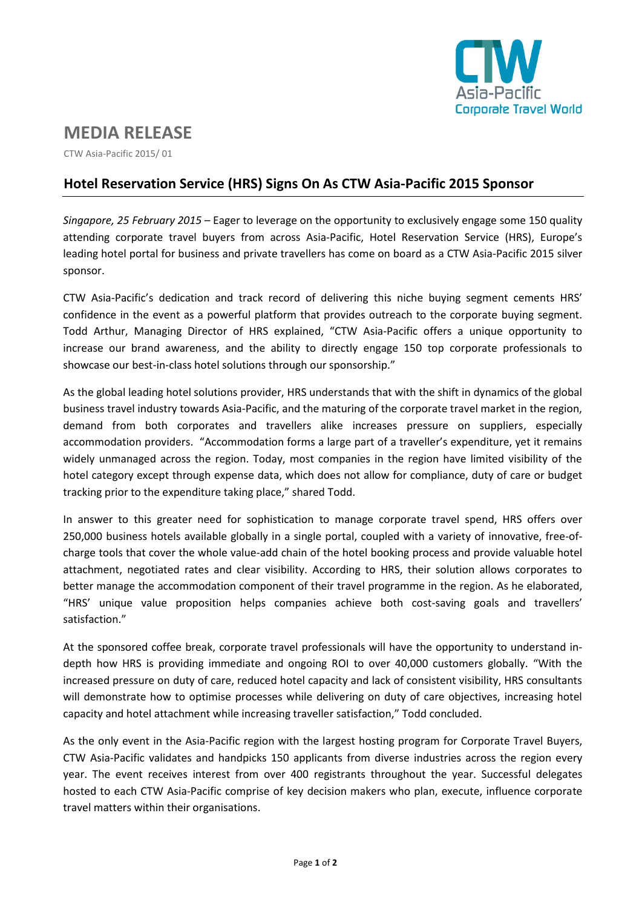# MEDIA RELEASE

CTW Asia-Pacific 2015/ 01

## Hotel Reservation Service (HRS) Signs On As CTW Asia-Pacific 2015 Sponsor

*Singapore, 25 February 2015* – Eager to leverage on the opportunity to exclusively engage some 150 quality attending corporate travel buyers from across Asia-Pacific, Hotel Reservation Service (HRS), Europe's leading hotel portal for business and private travellers has come on board as a CTW Asia-Pacific 2015 silver sponsor.

CTW Asia-Pacific's dedication and track record of delivering this niche buying segment cements HRS' confidence in the event as a powerful platform that provides outreach to the corporate buying segment. Todd Arthur, Managing Director of HRS explained, "CTW Asia-Pacific offers a unique opportunity to increase our brand awareness, and the ability to directly engage 150 top corporate professionals to showcase our best-in-class hotel solutions through our sponsorship."

As the global leading hotel solutions provider, HRS understands that with the shift in dynamics of the global business travel industry towards Asia-Pacific, and the maturing of the corporate travel market in the region, demand from both corporates and travellers alike increases pressure on suppliers, especially accommodation providers. "Accommodation forms a large part of a traveller's expenditure, yet it remains widely unmanaged across the region. Today, most companies in the region have limited visibility of the hotel category except through expense data, which does not allow for compliance, duty of care or budget tracking prior to the expenditure taking place," shared Todd.

In answer to this greater need for sophistication to manage corporate travel spend, HRS offers over 250,000 business hotels available globally in a single portal, coupled with a variety of innovative, free-of-charge tools that cover the whole value-add chain of the hotel booking process and provide valuable hotel attachment, negotiated rates and clear visibility. According to HRS, their solution allows corporates to better manage the accommodation component of their travel programme in the region. As he elaborated, "HRS' unique value proposition helps companies achieve both cost-saving goals and travellers' satisfaction."

At the sponsored coffee break, corporate travel professionals will have the opportunity to understand in-depth how HRS is providing immediate and ongoing ROI to over 40,000 customers globally. "With the increased pressure on duty of care, reduced hotel capacity and lack of consistent visibility, HRS consultants will demonstrate how to optimise processes while delivering on duty of care objectives, increasing hotel capacity and hotel attachment while increasing traveller satisfaction," Todd concluded.

As the only event in the Asia-Pacific region with the largest hosting program for Corporate Travel Buyers, CTW Asia-Pacific validates and handpicks 150 applicants from diverse industries across the region every year. The event receives interest from over 400 registrants throughout the year. Successful delegates hosted to each CTW Asia-Pacific comprise of key decision makers who plan, execute, influence corporate travel matters within their organisations.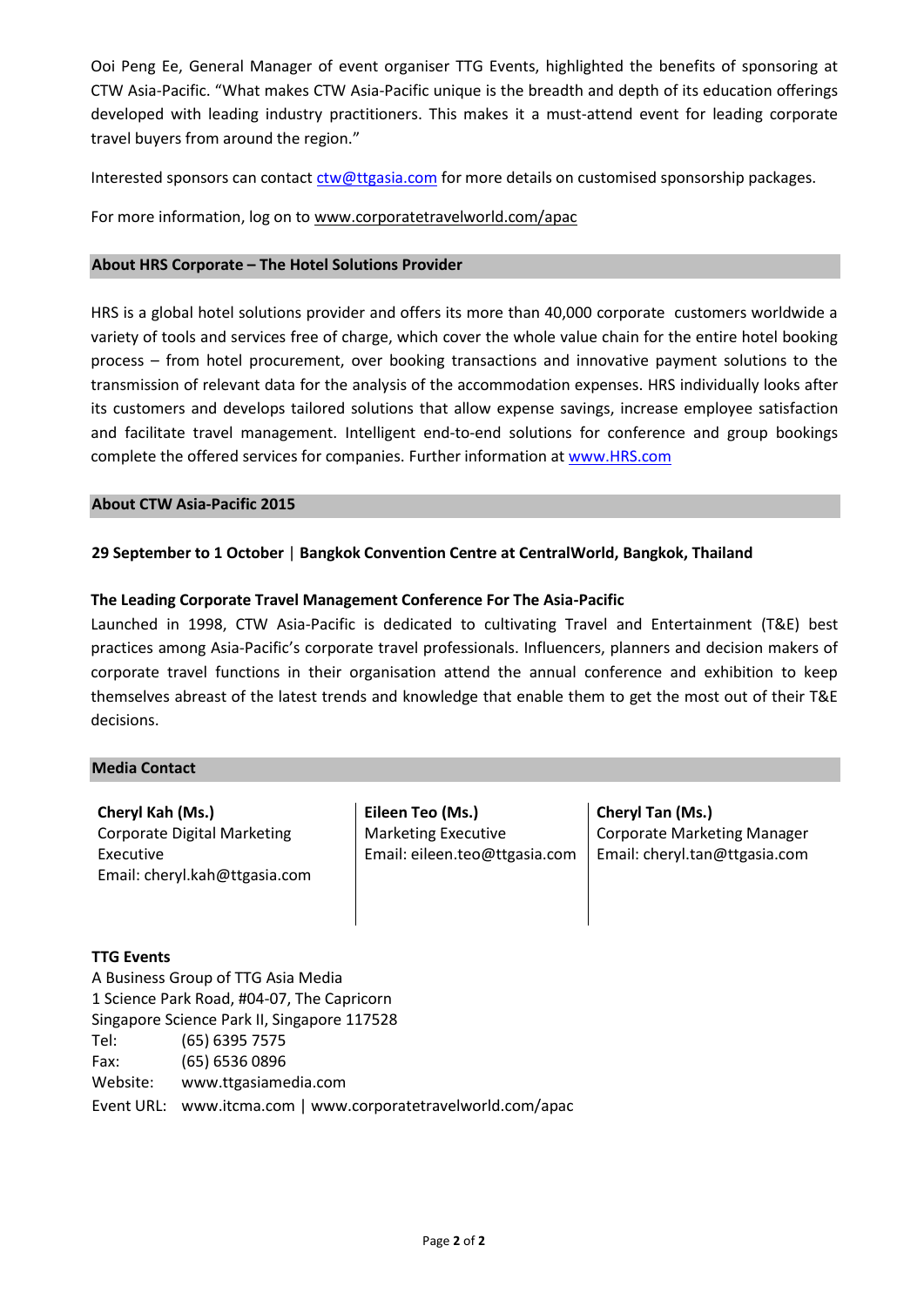Ooi Peng Ee, General Manager of event organiser TTG Events, highlighted the benefits of sponsoring at CTW Asia-Pacific. "What makes CTW Asia-Pacific unique is the breadth and depth of its education offerings developed with leading industry practitioners. This makes it a must-attend event for leading corporate travel buyers from around the region."

Interested sponsors can contact ctw@ttgasia.com for more details on customised sponsorship packages.

For more information, log on to www.corporatetravelworld.com/apac

## About HRS Corporate – The Hotel Solutions Provider

HRS is a global hotel solutions provider and offers its more than 40,000 corporate customers worldwide a variety of tools and services free of charge, which cover the whole value chain for the entire hotel booking process – from hotel procurement, over booking transactions and innovative payment solutions to the transmission of relevant data for the analysis of the accommodation expenses. HRS individually looks after its customers and develops tailored solutions that allow expense savings, increase employee satisfaction and facilitate travel management. Intelligent end-to-end solutions for conference and group bookings complete the offered services for companies. Further information at www.HRS.com

## About CTW Asia-Pacific 2015

**29 September to 1 October | Bangkok Convention Centre at CentralWorld, Bangkok, Thailand**

**The Leading Corporate Travel Management Conference For The Asia-Pacific**

Launched in 1998, CTW Asia-Pacific is dedicated to cultivating Travel and Entertainment (T&E) best practices among Asia-Pacific's corporate travel professionals. Influencers, planners and decision makers of corporate travel functions in their organisation attend the annual conference and exhibition to keep themselves abreast of the latest trends and knowledge that enable them to get the most out of their T&E decisions.

## Media Contact

**Cheryl Kah (Ms.)**
Corporate Digital Marketing Executive
Email: cheryl.kah@ttgasia.com

**Eileen Teo (Ms.)**
Marketing Executive
Email: eileen.teo@ttgasia.com

**Cheryl Tan (Ms.)**
Corporate Marketing Manager
Email: cheryl.tan@ttgasia.com

**TTG Events**
A Business Group of TTG Asia Media
1 Science Park Road, #04-07, The Capricorn
Singapore Science Park II, Singapore 117528
Tel: (65) 6395 7575
Fax: (65) 6536 0896
Website: www.ttgasiamedia.com
Event URL: www.itcma.com | www.corporatetravelworld.com/apac